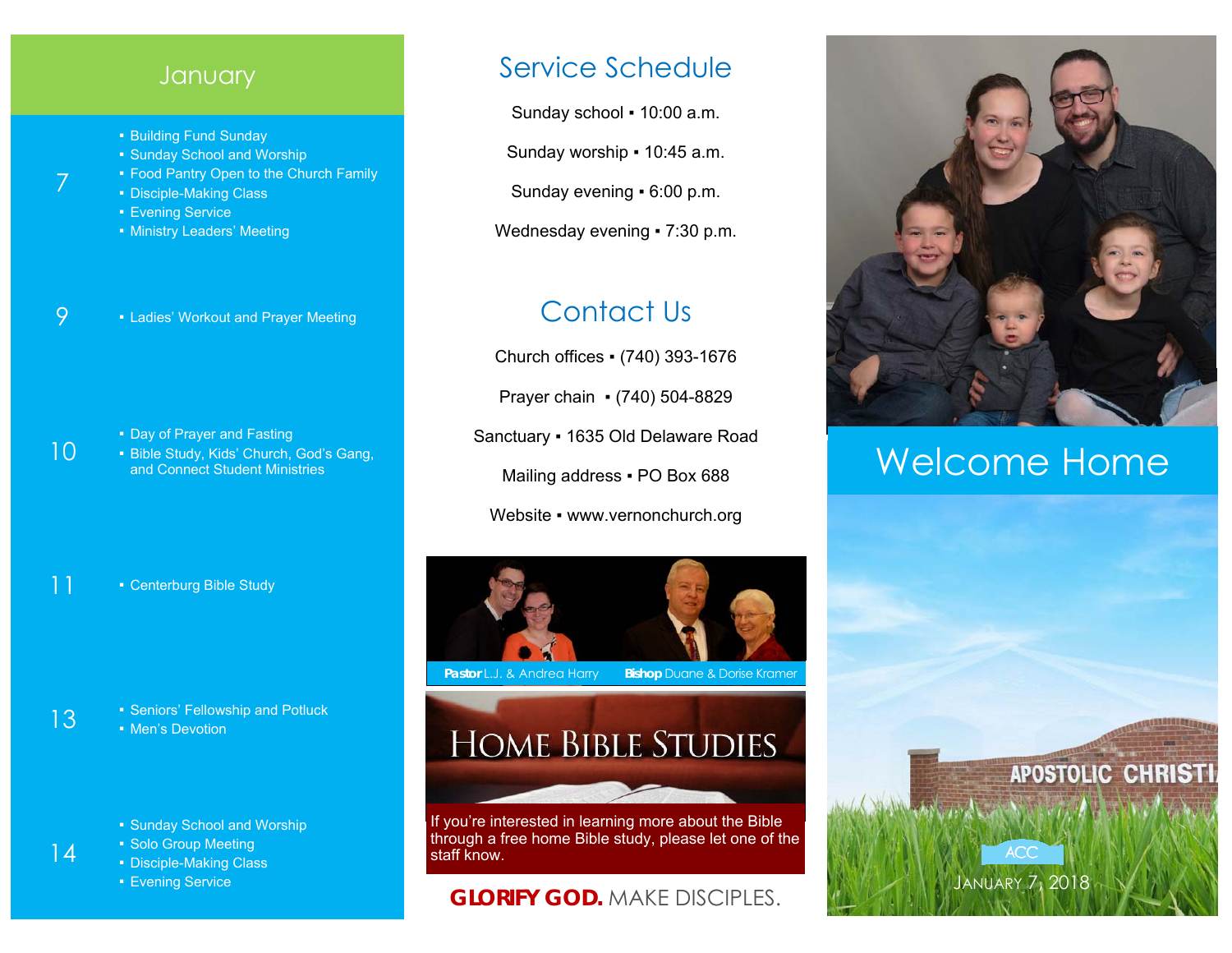## January

**7**
- Building Fund Sunday
- Sunday School and Worship
- Food Pantry Open to the Church Family
- Disciple-Making Class
- Evening Service
- Ministry Leaders' Meeting

**9**
- Ladies' Workout and Prayer Meeting

**10**
- Day of Prayer and Fasting
- Bible Study, Kids' Church, God's Gang, and Connect Student Ministries

**11**
- Centerburg Bible Study

**13**
- Seniors' Fellowship and Potluck
- Men's Devotion

**14**
- Sunday School and Worship
- Solo Group Meeting
- Disciple-Making Class
- Evening Service

## Service Schedule

Sunday school ▪ 10:00 a.m.

Sunday worship ▪ 10:45 a.m.

Sunday evening ▪ 6:00 p.m.

Wednesday evening ▪ 7:30 p.m.

## Contact Us

Church offices ▪ (740) 393-1676

Prayer chain ▪ (740) 504-8829

Sanctuary ▪ 1635 Old Delaware Road

Mailing address ▪ PO Box 688

Website ▪ www.vernonchurch.org

**Pastor** L.J. & Andrea Harry **Bishop** Duane & Dorise Kramer

## Home Bible Studies

If you're interested in learning more about the Bible through a free home Bible study, please let one of the staff know.

**GLORIFY GOD.** MAKE DISCIPLES.

# Welcome Home

APOSTOLIC CHRISTI

ACC

January 7, 2018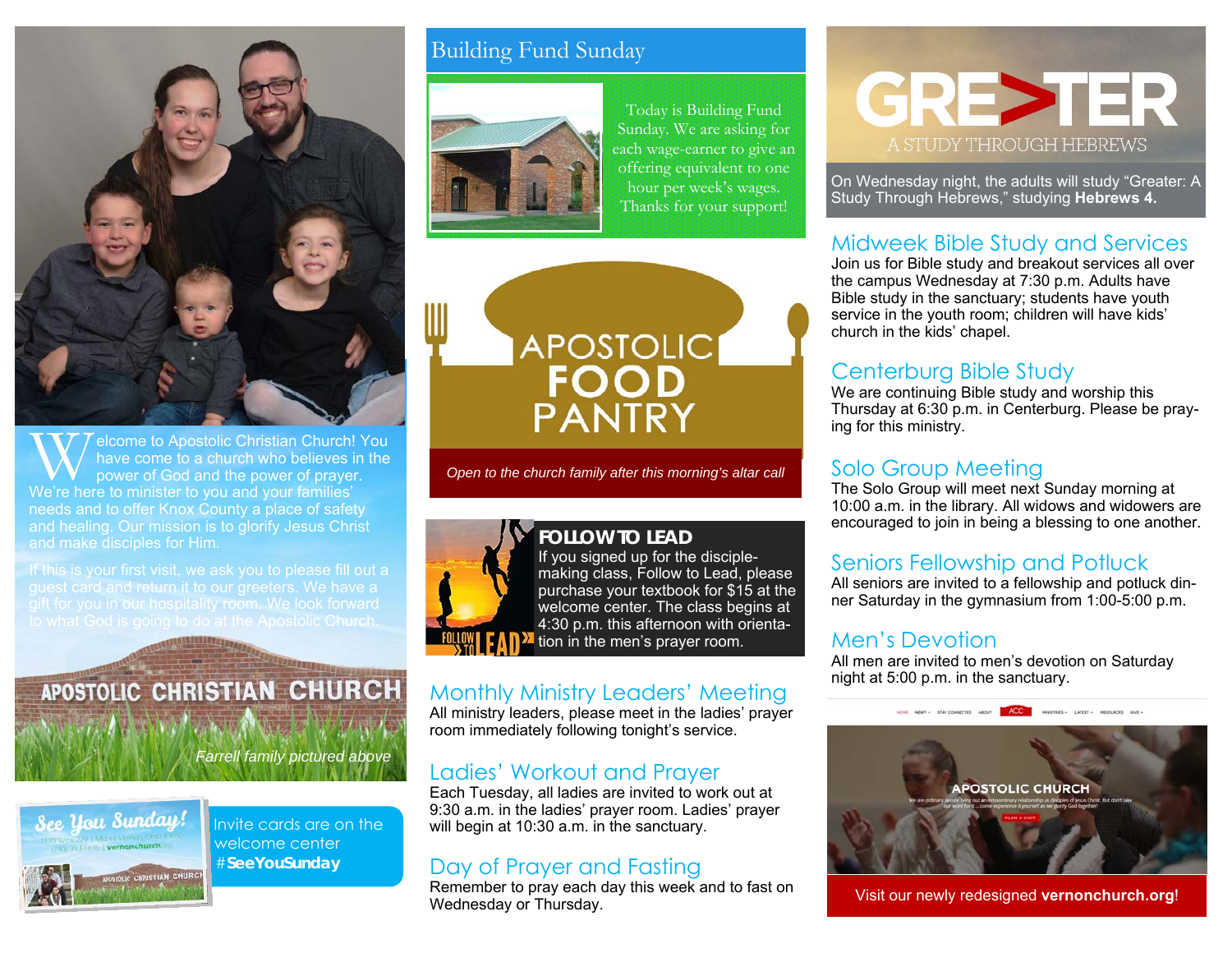Welcome to Apostolic Christian Church! You have come to a church who believes in the power of God and the power of prayer. We're here to minister to you and your families' needs and to offer Knox County a place of safety and healing. Our mission is to glorify Jesus Christ and make disciples for Him.

If this is your first visit, we ask you to please fill out a guest card and return it to our greeters. We have a gift for you in our hospitality room. We look forward to what God is going to do at the Apostolic Church.

APOSTOLIC CHRISTIAN CHURCH

*Farrell family pictured above*

Invite cards are on the welcome center **#SeeYouSunday**

## Building Fund Sunday

Today is Building Fund Sunday. We are asking for each wage-earner to give an offering equivalent to one hour per week's wages. Thanks for your support!

## APOSTOLIC FOOD PANTRY

*Open to the church family after this morning's altar call*

## FOLLOW TO LEAD

If you signed up for the disciple-making class, Follow to Lead, please purchase your textbook for $15 at the welcome center. The class begins at 4:30 p.m. this afternoon with orientation in the men's prayer room.

## Monthly Ministry Leaders' Meeting

All ministry leaders, please meet in the ladies' prayer room immediately following tonight's service.

## Ladies' Workout and Prayer

Each Tuesday, all ladies are invited to work out at 9:30 a.m. in the ladies' prayer room. Ladies' prayer will begin at 10:30 a.m. in the sanctuary.

## Day of Prayer and Fasting

Remember to pray each day this week and to fast on Wednesday or Thursday.

## GREATER

A STUDY THROUGH HEBREWS

On Wednesday night, the adults will study "Greater: A Study Through Hebrews," studying **Hebrews 4.**

## Midweek Bible Study and Services

Join us for Bible study and breakout services all over the campus Wednesday at 7:30 p.m. Adults have Bible study in the sanctuary; students have youth service in the youth room; children will have kids' church in the kids' chapel.

## Centerburg Bible Study

We are continuing Bible study and worship this Thursday at 6:30 p.m. in Centerburg. Please be praying for this ministry.

## Solo Group Meeting

The Solo Group will meet next Sunday morning at 10:00 a.m. in the library. All widows and widowers are encouraged to join in being a blessing to one another.

## Seniors Fellowship and Potluck

All seniors are invited to a fellowship and potluck dinner Saturday in the gymnasium from 1:00-5:00 p.m.

## Men's Devotion

All men are invited to men's devotion on Saturday night at 5:00 p.m. in the sanctuary.

Visit our newly redesigned **vernonchurch.org**!